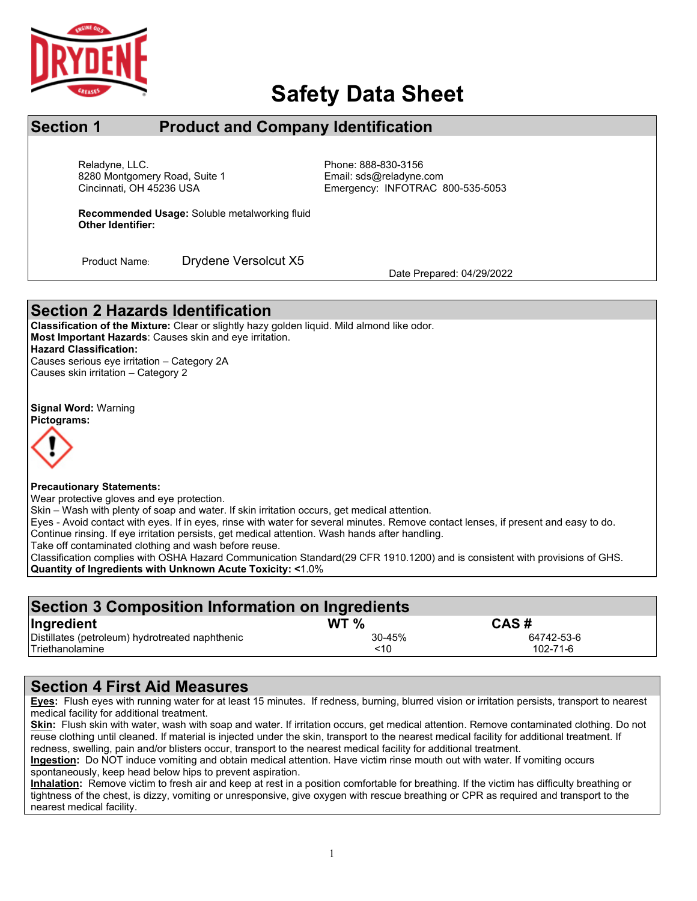# Safety Data Sheet

## Section 1 Product and Company Identification

Reladyne, LLC.
8280 Montgomery Road, Suite 1
Cincinnati, OH 45236 USA

Phone: 888-830-3156
Email: sds@reladyne.com
Emergency: INFOTRAC 800-535-5053

**Recommended Usage:** Soluble metalworking fluid
**Other Identifier:**

Product Name: Drydene Versolcut X5

Date Prepared: 04/29/2022

## Section 2 Hazards Identification

**Classification of the Mixture:** Clear or slightly hazy golden liquid. Mild almond like odor.
**Most Important Hazards**: Causes skin and eye irritation.
**Hazard Classification:**
Causes serious eye irritation – Category 2A
Causes skin irritation – Category 2

**Signal Word:** Warning
**Pictograms:**

**Precautionary Statements:**
Wear protective gloves and eye protection.
Skin – Wash with plenty of soap and water. If skin irritation occurs, get medical attention.
Eyes - Avoid contact with eyes. If in eyes, rinse with water for several minutes. Remove contact lenses, if present and easy to do. Continue rinsing. If eye irritation persists, get medical attention. Wash hands after handling.
Take off contaminated clothing and wash before reuse.
Classification complies with OSHA Hazard Communication Standard(29 CFR 1910.1200) and is consistent with provisions of GHS.
**Quantity of Ingredients with Unknown Acute Toxicity: <**1.0%

## Section 3 Composition Information on Ingredients

| Ingredient | WT % | CAS # |
|---|---|---|
| Distillates (petroleum) hydrotreated naphthenic | 30-45% | 64742-53-6 |
| Triethanolamine | <10 | 102-71-6 |

## Section 4 First Aid Measures

**Eyes:** Flush eyes with running water for at least 15 minutes. If redness, burning, blurred vision or irritation persists, transport to nearest medical facility for additional treatment.
**Skin:** Flush skin with water, wash with soap and water. If irritation occurs, get medical attention. Remove contaminated clothing. Do not reuse clothing until cleaned. If material is injected under the skin, transport to the nearest medical facility for additional treatment. If redness, swelling, pain and/or blisters occur, transport to the nearest medical facility for additional treatment.
**Ingestion:** Do NOT induce vomiting and obtain medical attention. Have victim rinse mouth out with water. If vomiting occurs spontaneously, keep head below hips to prevent aspiration.
**Inhalation:** Remove victim to fresh air and keep at rest in a position comfortable for breathing. If the victim has difficulty breathing or tightness of the chest, is dizzy, vomiting or unresponsive, give oxygen with rescue breathing or CPR as required and transport to the nearest medical facility.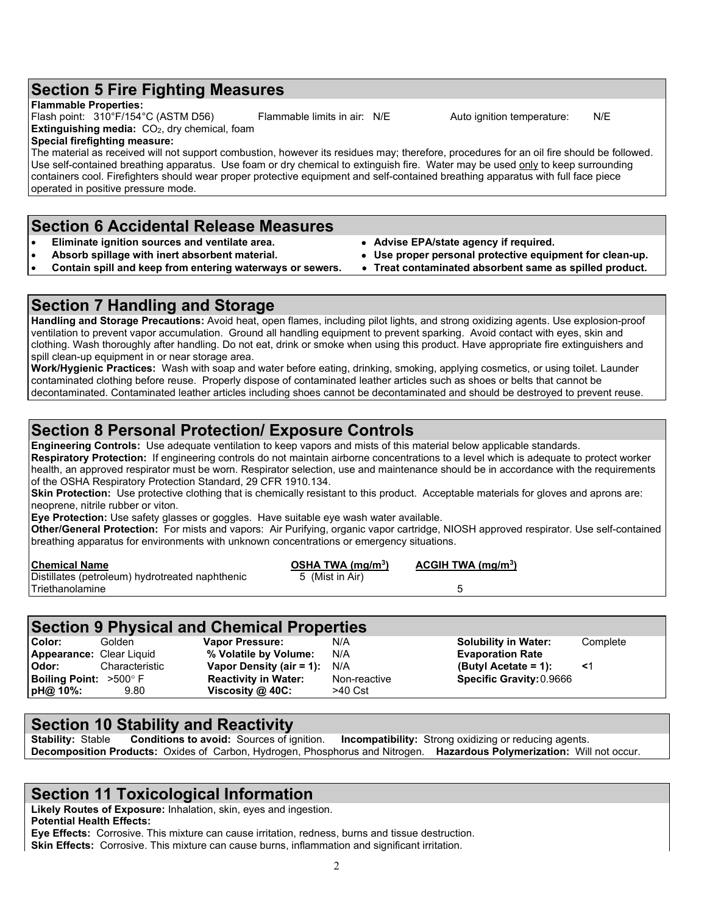## Section 5 Fire Fighting Measures

**Flammable Properties:**

Flash point: 310°F/154°C (ASTM D56) Flammable limits in air: N/E Auto ignition temperature: N/E

**Extinguishing media:** $CO_2$, dry chemical, foam

**Special firefighting measure:**

The material as received will not support combustion, however its residues may; therefore, procedures for an oil fire should be followed. Use self-contained breathing apparatus. Use foam or dry chemical to extinguish fire. Water may be used only to keep surrounding containers cool. Firefighters should wear proper protective equipment and self-contained breathing apparatus with full face piece operated in positive pressure mode.

## Section 6 Accidental Release Measures

- **Eliminate ignition sources and ventilate area.**
- **Absorb spillage with inert absorbent material.**
- **Contain spill and keep from entering waterways or sewers.**
- **Advise EPA/state agency if required.**
- **Use proper personal protective equipment for clean-up.**
- **Treat contaminated absorbent same as spilled product.**

## Section 7 Handling and Storage

**Handling and Storage Precautions:** Avoid heat, open flames, including pilot lights, and strong oxidizing agents. Use explosion-proof ventilation to prevent vapor accumulation. Ground all handling equipment to prevent sparking. Avoid contact with eyes, skin and clothing. Wash thoroughly after handling. Do not eat, drink or smoke when using this product. Have appropriate fire extinguishers and spill clean-up equipment in or near storage area.

**Work/Hygienic Practices:** Wash with soap and water before eating, drinking, smoking, applying cosmetics, or using toilet. Launder contaminated clothing before reuse. Properly dispose of contaminated leather articles such as shoes or belts that cannot be decontaminated. Contaminated leather articles including shoes cannot be decontaminated and should be destroyed to prevent reuse.

## Section 8 Personal Protection/ Exposure Controls

**Engineering Controls:** Use adequate ventilation to keep vapors and mists of this material below applicable standards.

**Respiratory Protection:** If engineering controls do not maintain airborne concentrations to a level which is adequate to protect worker health, an approved respirator must be worn. Respirator selection, use and maintenance should be in accordance with the requirements of the OSHA Respiratory Protection Standard, 29 CFR 1910.134.

**Skin Protection:** Use protective clothing that is chemically resistant to this product. Acceptable materials for gloves and aprons are: neoprene, nitrile rubber or viton.

**Eye Protection:** Use safety glasses or goggles. Have suitable eye wash water available.

**Other/General Protection:** For mists and vapors: Air Purifying, organic vapor cartridge, NIOSH approved respirator. Use self-contained breathing apparatus for environments with unknown concentrations or emergency situations.

| Chemical Name | OSHA TWA ($mg/m^3$) | ACGIH TWA ($mg/m^3$) |
|---|---|---|
| Distillates (petroleum) hydrotreated naphthenic | 5 (Mist in Air) | |
| Triethanolamine | | 5 |

## Section 9 Physical and Chemical Properties

| | | | | | |
|---|---|---|---|---|---|
| **Color:** | Golden | **Vapor Pressure:** | N/A | **Solubility in Water:** | Complete |
| **Appearance:** | Clear Liquid | **% Volatile by Volume:** | N/A | **Evaporation Rate** | |
| **Odor:** | Characteristic | **Vapor Density (air = 1):** | N/A | **(Butyl Acetate = 1):** | <1 |
| **Boiling Point:** | >500° F | **Reactivity in Water:** | Non-reactive | **Specific Gravity:** | 0.9666 |
| **pH@ 10%:** | 9.80 | **Viscosity @ 40C:** | >40 Cst | | |

## Section 10 Stability and Reactivity

**Stability:** Stable **Conditions to avoid:** Sources of ignition. **Incompatibility:** Strong oxidizing or reducing agents.

**Decomposition Products:** Oxides of Carbon, Hydrogen, Phosphorus and Nitrogen. **Hazardous Polymerization:** Will not occur.

## Section 11 Toxicological Information

**Likely Routes of Exposure:** Inhalation, skin, eyes and ingestion.

**Potential Health Effects:**

**Eye Effects:** Corrosive. This mixture can cause irritation, redness, burns and tissue destruction.

**Skin Effects:** Corrosive. This mixture can cause burns, inflammation and significant irritation.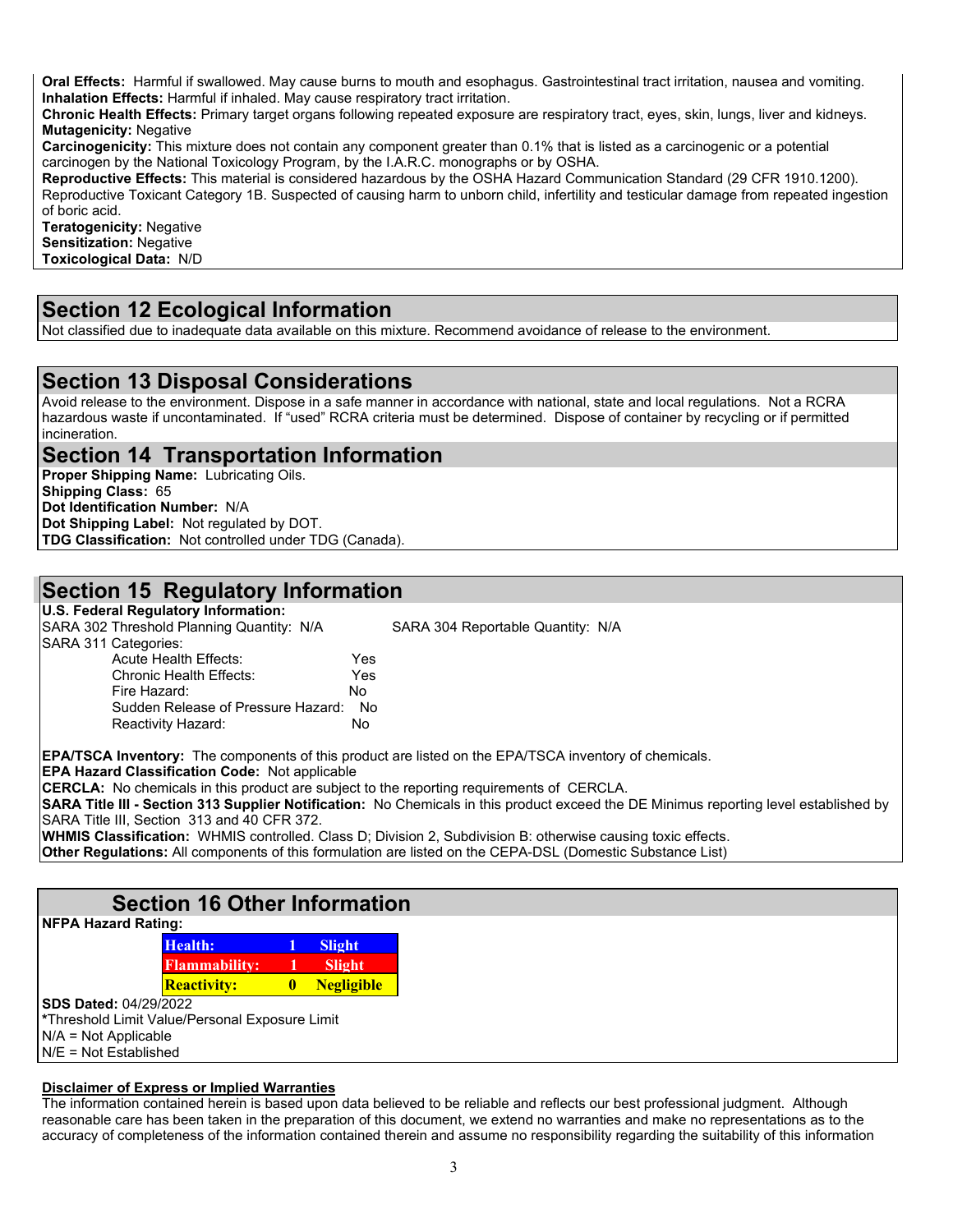**Oral Effects:** Harmful if swallowed. May cause burns to mouth and esophagus. Gastrointestinal tract irritation, nausea and vomiting.
**Inhalation Effects:** Harmful if inhaled. May cause respiratory tract irritation.
**Chronic Health Effects:** Primary target organs following repeated exposure are respiratory tract, eyes, skin, lungs, liver and kidneys.
**Mutagenicity:** Negative
**Carcinogenicity:** This mixture does not contain any component greater than 0.1% that is listed as a carcinogenic or a potential carcinogen by the National Toxicology Program, by the I.A.R.C. monographs or by OSHA.
**Reproductive Effects:** This material is considered hazardous by the OSHA Hazard Communication Standard (29 CFR 1910.1200). Reproductive Toxicant Category 1B. Suspected of causing harm to unborn child, infertility and testicular damage from repeated ingestion of boric acid.
**Teratogenicity:** Negative
**Sensitization:** Negative
**Toxicological Data:** N/D

## Section 12 Ecological Information

Not classified due to inadequate data available on this mixture. Recommend avoidance of release to the environment.

## Section 13 Disposal Considerations

Avoid release to the environment. Dispose in a safe manner in accordance with national, state and local regulations. Not a RCRA hazardous waste if uncontaminated. If "used" RCRA criteria must be determined. Dispose of container by recycling or if permitted incineration.

## Section 14 Transportation Information

**Proper Shipping Name:** Lubricating Oils.
**Shipping Class:** 65
**Dot Identification Number:** N/A
**Dot Shipping Label:** Not regulated by DOT.
**TDG Classification:** Not controlled under TDG (Canada).

## Section 15 Regulatory Information

**U.S. Federal Regulatory Information:**

SARA 302 Threshold Planning Quantity: N/A

SARA 304 Reportable Quantity: N/A

SARA 311 Categories:

| | |
|---|---|
| Acute Health Effects: | Yes |
| Chronic Health Effects: | Yes |
| Fire Hazard: | No |
| Sudden Release of Pressure Hazard: | No |
| Reactivity Hazard: | No |

**EPA/TSCA Inventory:** The components of this product are listed on the EPA/TSCA inventory of chemicals.
**EPA Hazard Classification Code:** Not applicable
**CERCLA:** No chemicals in this product are subject to the reporting requirements of CERCLA.
**SARA Title III - Section 313 Supplier Notification:** No Chemicals in this product exceed the DE Minimus reporting level established by SARA Title III, Section 313 and 40 CFR 372.
**WHMIS Classification:** WHMIS controlled. Class D; Division 2, Subdivision B: otherwise causing toxic effects.
**Other Regulations:** All components of this formulation are listed on the CEPA-DSL (Domestic Substance List)

## Section 16 Other Information

**NFPA Hazard Rating:**

| | | |
|---|---|---|
| **Health:** | **1** | **Slight** |
| **Flammability:** | **1** | **Slight** |
| **Reactivity:** | **0** | **Negligible** |

**SDS Dated:** 04/29/2022
*Threshold Limit Value/Personal Exposure Limit
N/A = Not Applicable
N/E = Not Established

**Disclaimer of Express or Implied Warranties**

The information contained herein is based upon data believed to be reliable and reflects our best professional judgment. Although reasonable care has been taken in the preparation of this document, we extend no warranties and make no representations as to the accuracy of completeness of the information contained therein and assume no responsibility regarding the suitability of this information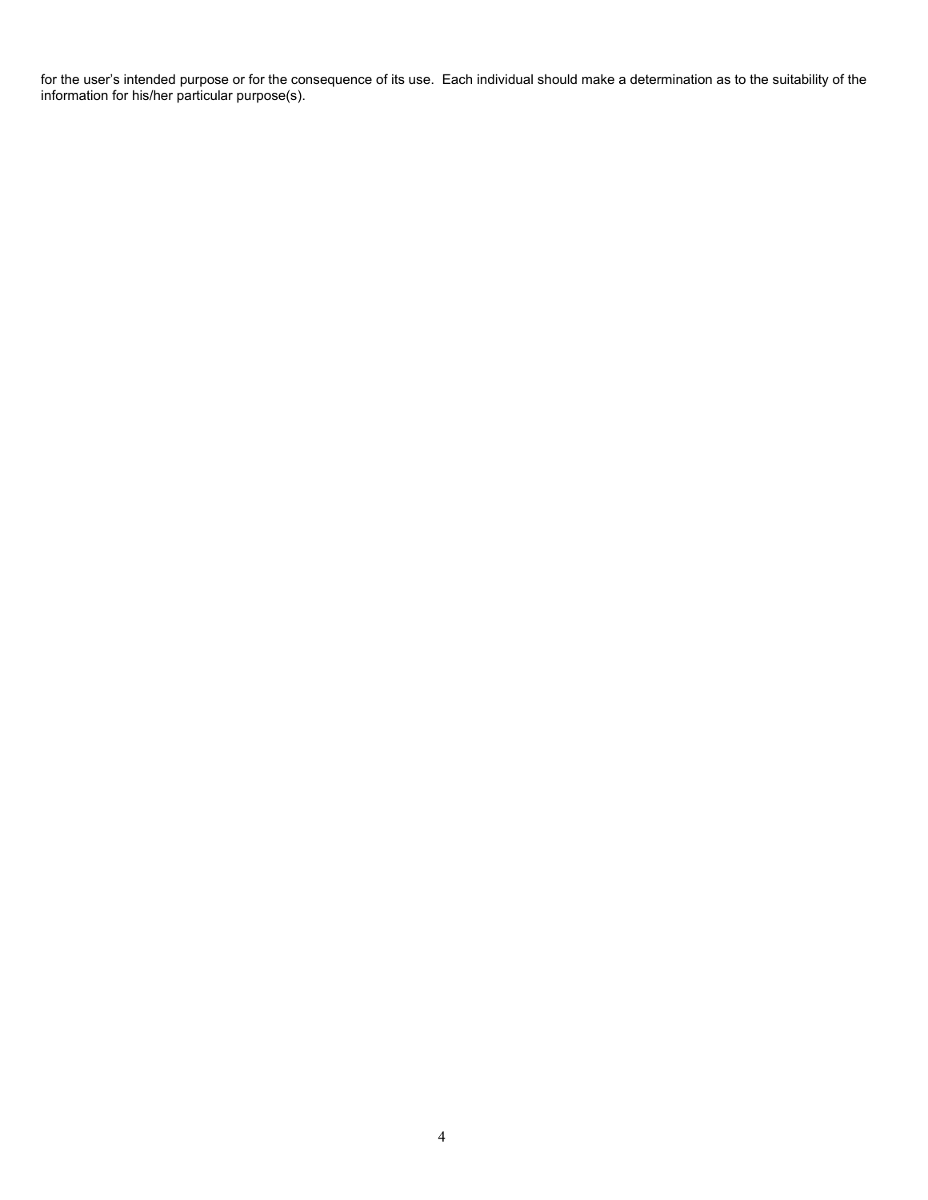for the user's intended purpose or for the consequence of its use. Each individual should make a determination as to the suitability of the information for his/her particular purpose(s).